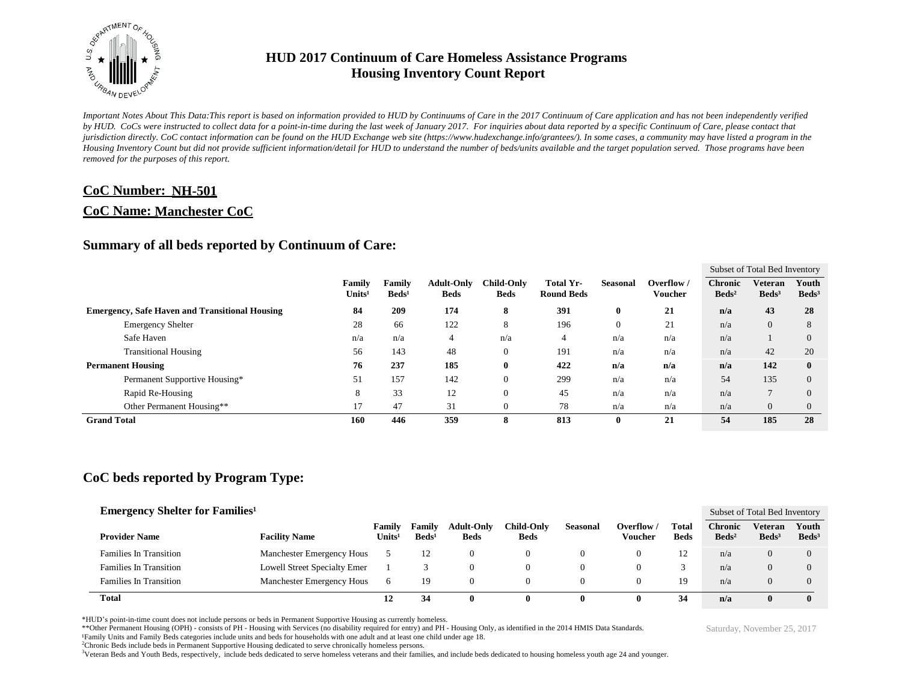# HUD 2017 Continuum of Care Homeless Assistance Programs
## Housing Inventory Count Report

*Important Notes About This Data:This report is based on information provided to HUD by Continuums of Care in the 2017 Continuum of Care application and has not been independently verified by HUD. CoCs were instructed to collect data for a point-in-time during the last week of January 2017. For inquiries about data reported by a specific Continuum of Care, please contact that jurisdiction directly. CoC contact information can be found on the HUD Exchange web site (https://www.hudexchange.info/grantees/). In some cases, a community may have listed a program in the Housing Inventory Count but did not provide sufficient information/detail for HUD to understand the number of beds/units available and the target population served. Those programs have been removed for the purposes of this report.*

**CoC Number: NH-501**

**CoC Name: Manchester CoC**

### Summary of all beds reported by Continuum of Care:

| | Family Units[1] | Family Beds[1] | Adult-Only Beds | Child-Only Beds | Total Yr-Round Beds | Seasonal | Overflow / Voucher | Subset of Total Bed Inventory: Chronic Beds[2] | Veteran Beds[3] | Youth Beds[3] |
|---|---|---|---|---|---|---|---|---|---|---|
| **Emergency, Safe Haven and Transitional Housing** | **84** | **209** | **174** | **8** | **391** | **0** | **21** | **n/a** | **43** | **28** |
| Emergency Shelter | 28 | 66 | 122 | 8 | 196 | 0 | 21 | n/a | 0 | 8 |
| Safe Haven | n/a | n/a | 4 | n/a | 4 | n/a | n/a | n/a | 1 | 0 |
| Transitional Housing | 56 | 143 | 48 | 0 | 191 | n/a | n/a | n/a | 42 | 20 |
| **Permanent Housing** | **76** | **237** | **185** | **0** | **422** | **n/a** | **n/a** | **n/a** | **142** | **0** |
| Permanent Supportive Housing* | 51 | 157 | 142 | 0 | 299 | n/a | n/a | 54 | 135 | 0 |
| Rapid Re-Housing | 8 | 33 | 12 | 0 | 45 | n/a | n/a | n/a | 7 | 0 |
| Other Permanent Housing** | 17 | 47 | 31 | 0 | 78 | n/a | n/a | n/a | 0 | 0 |
| **Grand Total** | **160** | **446** | **359** | **8** | **813** | **0** | **21** | **54** | **185** | **28** |

### CoC beds reported by Program Type:

**Emergency Shelter for Families[1]**

| Provider Name | Facility Name | Family Units[1] | Family Beds[1] | Adult-Only Beds | Child-Only Beds | Seasonal | Overflow / Voucher | Total Beds | Subset of Total Bed Inventory: Chronic Beds[2] | Veteran Beds[3] | Youth Beds[3] |
|---|---|---|---|---|---|---|---|---|---|---|---|
| Families In Transition | Manchester Emergency Hous | 5 | 12 | 0 | 0 | 0 | 0 | 12 | n/a | 0 | 0 |
| Families In Transition | Lowell Street Specialty Emer | 1 | 3 | 0 | 0 | 0 | 0 | 3 | n/a | 0 | 0 |
| Families In Transition | Manchester Emergency Hous | 6 | 19 | 0 | 0 | 0 | 0 | 19 | n/a | 0 | 0 |
| **Total** | | **12** | **34** | **0** | **0** | **0** | **0** | **34** | **n/a** | **0** | **0** |

*HUD's point-in-time count does not include persons or beds in Permanent Supportive Housing as currently homeless.

**Other Permanent Housing (OPH) - consists of PH - Housing with Services (no disability required for entry) and PH - Housing Only, as identified in the 2014 HMIS Data Standards.

[1]Family Units and Family Beds categories include units and beds for households with one adult and at least one child under age 18.

[2]Chronic Beds include beds in Permanent Supportive Housing dedicated to serve chronically homeless persons.

[3]Veteran Beds and Youth Beds, respectively, include beds dedicated to serve homeless veterans and their families, and include beds dedicated to housing homeless youth age 24 and younger.

Saturday, November 25, 2017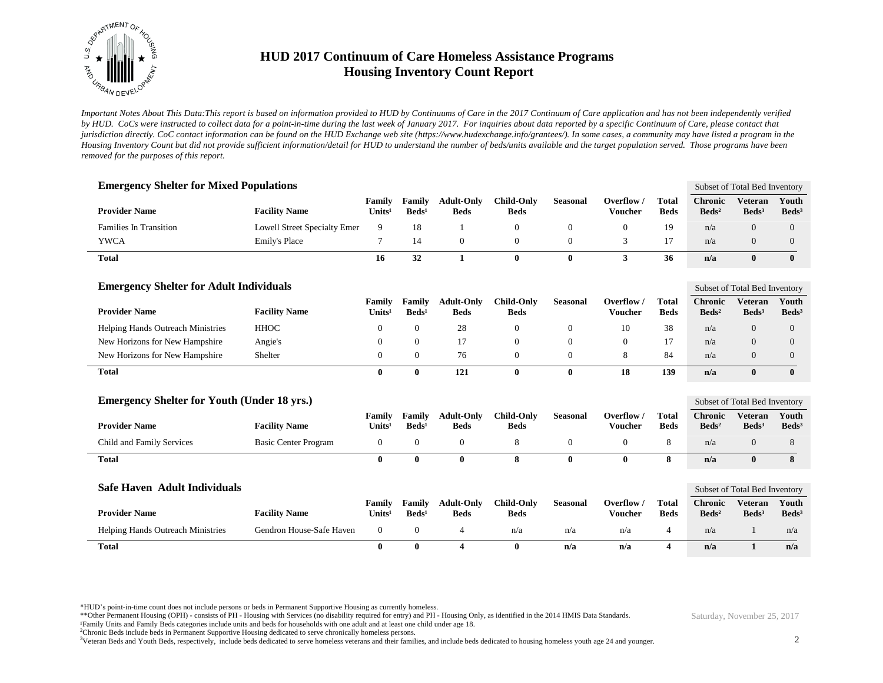# HUD 2017 Continuum of Care Homeless Assistance Programs
## Housing Inventory Count Report

*Important Notes About This Data:This report is based on information provided to HUD by Continuums of Care in the 2017 Continuum of Care application and has not been independently verified by HUD. CoCs were instructed to collect data for a point-in-time during the last week of January 2017. For inquiries about data reported by a specific Continuum of Care, please contact that jurisdiction directly. CoC contact information can be found on the HUD Exchange web site (https://www.hudexchange.info/grantees/). In some cases, a community may have listed a program in the Housing Inventory Count but did not provide sufficient information/detail for HUD to understand the number of beds/units available and the target population served. Those programs have been removed for the purposes of this report.*

### Emergency Shelter for Mixed Populations

| | | | | | | | | | Subset of Total Bed Inventory | | |
|---|---|---|---|---|---|---|---|---|---|---|---|
| **Provider Name** | **Facility Name** | **Family Units[1]** | **Family Beds[1]** | **Adult-Only Beds** | **Child-Only Beds** | **Seasonal** | **Overflow / Voucher** | **Total Beds** | **Chronic Beds[2]** | **Veteran Beds[3]** | **Youth Beds[3]** |
| Families In Transition | Lowell Street Specialty Emer | 9 | 18 | 1 | 0 | 0 | 0 | 19 | n/a | 0 | 0 |
| YWCA | Emily's Place | 7 | 14 | 0 | 0 | 0 | 3 | 17 | n/a | 0 | 0 |
| **Total** | | **16** | **32** | **1** | **0** | **0** | **3** | **36** | **n/a** | **0** | **0** |

### Emergency Shelter for Adult Individuals

| | | | | | | | | | Subset of Total Bed Inventory | | |
|---|---|---|---|---|---|---|---|---|---|---|---|
| **Provider Name** | **Facility Name** | **Family Units[1]** | **Family Beds[1]** | **Adult-Only Beds** | **Child-Only Beds** | **Seasonal** | **Overflow / Voucher** | **Total Beds** | **Chronic Beds[2]** | **Veteran Beds[3]** | **Youth Beds[3]** |
| Helping Hands Outreach Ministries | HHOC | 0 | 0 | 28 | 0 | 0 | 10 | 38 | n/a | 0 | 0 |
| New Horizons for New Hampshire | Angie's | 0 | 0 | 17 | 0 | 0 | 0 | 17 | n/a | 0 | 0 |
| New Horizons for New Hampshire | Shelter | 0 | 0 | 76 | 0 | 0 | 8 | 84 | n/a | 0 | 0 |
| **Total** | | **0** | **0** | **121** | **0** | **0** | **18** | **139** | **n/a** | **0** | **0** |

### Emergency Shelter for Youth (Under 18 yrs.)

| | | | | | | | | | Subset of Total Bed Inventory | | |
|---|---|---|---|---|---|---|---|---|---|---|---|
| **Provider Name** | **Facility Name** | **Family Units[1]** | **Family Beds[1]** | **Adult-Only Beds** | **Child-Only Beds** | **Seasonal** | **Overflow / Voucher** | **Total Beds** | **Chronic Beds[2]** | **Veteran Beds[3]** | **Youth Beds[3]** |
| Child and Family Services | Basic Center Program | 0 | 0 | 0 | 8 | 0 | 0 | 8 | n/a | 0 | 8 |
| **Total** | | **0** | **0** | **0** | **8** | **0** | **0** | **8** | **n/a** | **0** | **8** |

### Safe Haven Adult Individuals

| | | | | | | | | | Subset of Total Bed Inventory | | |
|---|---|---|---|---|---|---|---|---|---|---|---|
| **Provider Name** | **Facility Name** | **Family Units[1]** | **Family Beds[1]** | **Adult-Only Beds** | **Child-Only Beds** | **Seasonal** | **Overflow / Voucher** | **Total Beds** | **Chronic Beds[2]** | **Veteran Beds[3]** | **Youth Beds[3]** |
| Helping Hands Outreach Ministries | Gendron House-Safe Haven | 0 | 0 | 4 | n/a | n/a | n/a | 4 | n/a | 1 | n/a |
| **Total** | | **0** | **0** | **4** | **0** | **n/a** | **n/a** | **4** | **n/a** | **1** | **n/a** |

*HUD's point-in-time count does not include persons or beds in Permanent Supportive Housing as currently homeless.

**Other Permanent Housing (OPH) - consists of PH - Housing with Services (no disability required for entry) and PH - Housing Only, as identified in the 2014 HMIS Data Standards.

[1]Family Units and Family Beds categories include units and beds for households with one adult and at least one child under age 18.

[2]Chronic Beds include beds in Permanent Supportive Housing dedicated to serve chronically homeless persons.

[3]Veteran Beds and Youth Beds, respectively, include beds dedicated to serve homeless veterans and their families, and include beds dedicated to housing homeless youth age 24 and younger.

Saturday, November 25, 2017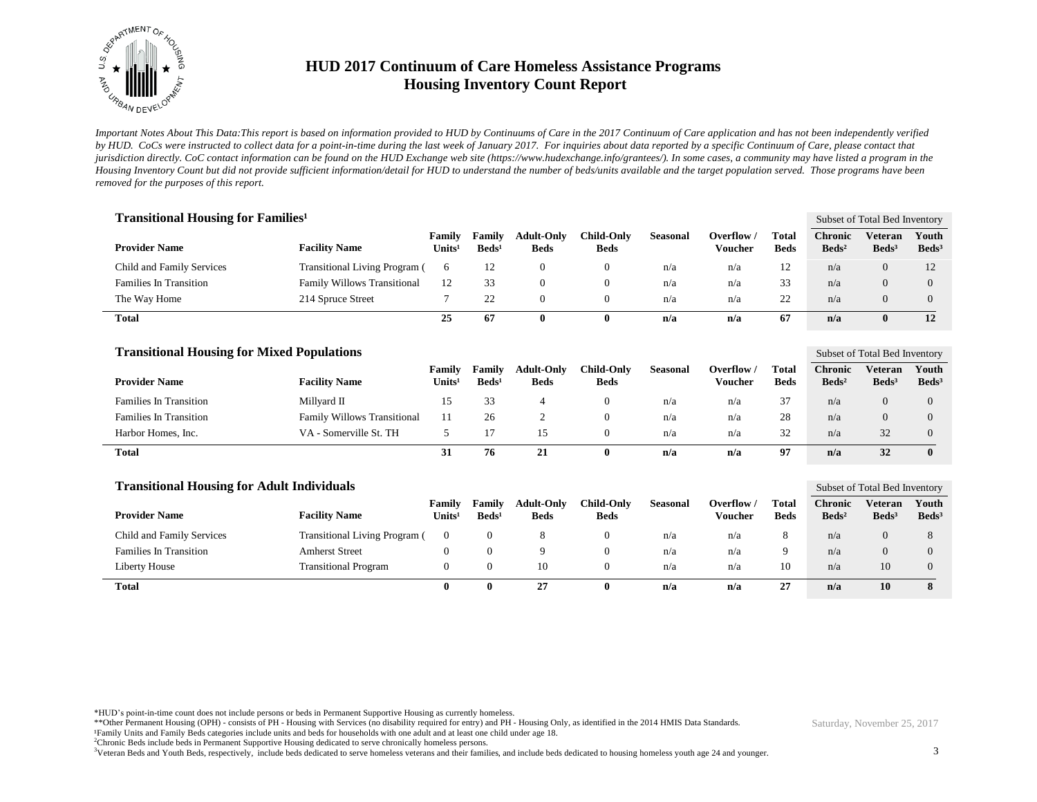# HUD 2017 Continuum of Care Homeless Assistance Programs
## Housing Inventory Count Report

*Important Notes About This Data:This report is based on information provided to HUD by Continuums of Care in the 2017 Continuum of Care application and has not been independently verified by HUD. CoCs were instructed to collect data for a point-in-time during the last week of January 2017. For inquiries about data reported by a specific Continuum of Care, please contact that jurisdiction directly. CoC contact information can be found on the HUD Exchange web site (https://www.hudexchange.info/grantees/). In some cases, a community may have listed a program in the Housing Inventory Count but did not provide sufficient information/detail for HUD to understand the number of beds/units available and the target population served. Those programs have been removed for the purposes of this report.*

### Transitional Housing for Families[1]

| Provider Name | Facility Name | Family Units[1] | Family Beds[1] | Adult-Only Beds | Child-Only Beds | Seasonal | Overflow / Voucher | Total Beds | Subset of Total Bed Inventory: Chronic Beds[2] | Veteran Beds[3] | Youth Beds[3] |
|---|---|---|---|---|---|---|---|---|---|---|---|
| Child and Family Services | Transitional Living Program ( | 6 | 12 | 0 | 0 | n/a | n/a | 12 | n/a | 0 | 12 |
| Families In Transition | Family Willows Transitional | 12 | 33 | 0 | 0 | n/a | n/a | 33 | n/a | 0 | 0 |
| The Way Home | 214 Spruce Street | 7 | 22 | 0 | 0 | n/a | n/a | 22 | n/a | 0 | 0 |
| **Total** | | **25** | **67** | **0** | **0** | **n/a** | **n/a** | **67** | **n/a** | **0** | **12** |

### Transitional Housing for Mixed Populations

| Provider Name | Facility Name | Family Units[1] | Family Beds[1] | Adult-Only Beds | Child-Only Beds | Seasonal | Overflow / Voucher | Total Beds | Subset of Total Bed Inventory: Chronic Beds[2] | Veteran Beds[3] | Youth Beds[3] |
|---|---|---|---|---|---|---|---|---|---|---|---|
| Families In Transition | Millyard II | 15 | 33 | 4 | 0 | n/a | n/a | 37 | n/a | 0 | 0 |
| Families In Transition | Family Willows Transitional | 11 | 26 | 2 | 0 | n/a | n/a | 28 | n/a | 0 | 0 |
| Harbor Homes, Inc. | VA - Somerville St. TH | 5 | 17 | 15 | 0 | n/a | n/a | 32 | n/a | 32 | 0 |
| **Total** | | **31** | **76** | **21** | **0** | **n/a** | **n/a** | **97** | **n/a** | **32** | **0** |

### Transitional Housing for Adult Individuals

| Provider Name | Facility Name | Family Units[1] | Family Beds[1] | Adult-Only Beds | Child-Only Beds | Seasonal | Overflow / Voucher | Total Beds | Subset of Total Bed Inventory: Chronic Beds[2] | Veteran Beds[3] | Youth Beds[3] |
|---|---|---|---|---|---|---|---|---|---|---|---|
| Child and Family Services | Transitional Living Program ( | 0 | 0 | 8 | 0 | n/a | n/a | 8 | n/a | 0 | 8 |
| Families In Transition | Amherst Street | 0 | 0 | 9 | 0 | n/a | n/a | 9 | n/a | 0 | 0 |
| Liberty House | Transitional Program | 0 | 0 | 10 | 0 | n/a | n/a | 10 | n/a | 10 | 0 |
| **Total** | | **0** | **0** | **27** | **0** | **n/a** | **n/a** | **27** | **n/a** | **10** | **8** |

*HUD's point-in-time count does not include persons or beds in Permanent Supportive Housing as currently homeless.
**Other Permanent Housing (OPH) - consists of PH - Housing with Services (no disability required for entry) and PH - Housing Only, as identified in the 2014 HMIS Data Standards.
[1]Family Units and Family Beds categories include units and beds for households with one adult and at least one child under age 18.
[2]Chronic Beds include beds in Permanent Supportive Housing dedicated to serve chronically homeless persons.
[3]Veteran Beds and Youth Beds, respectively, include beds dedicated to serve homeless veterans and their families, and include beds dedicated to housing homeless youth age 24 and younger.

Saturday, November 25, 2017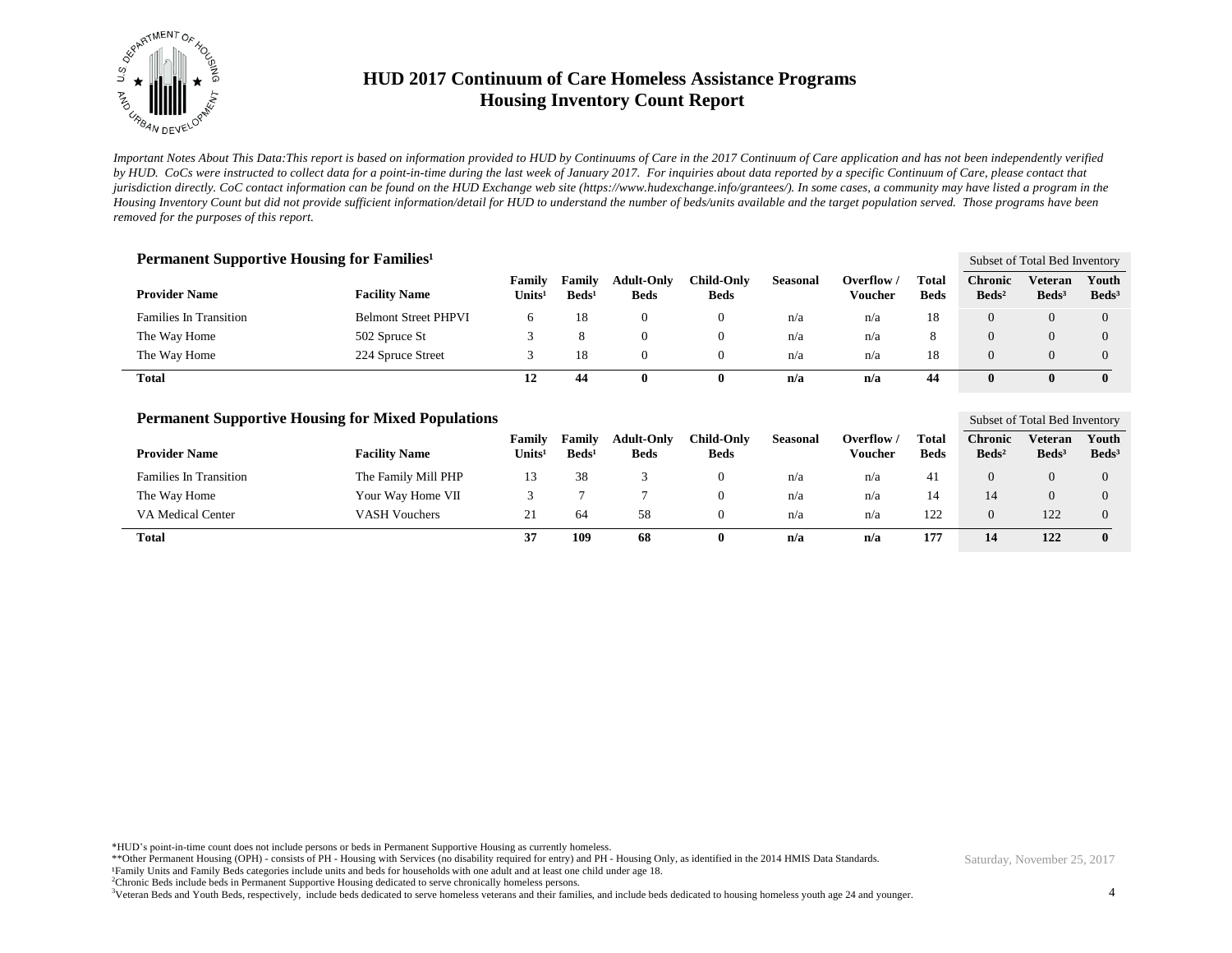# HUD 2017 Continuum of Care Homeless Assistance Programs
## Housing Inventory Count Report

*Important Notes About This Data:This report is based on information provided to HUD by Continuums of Care in the 2017 Continuum of Care application and has not been independently verified by HUD. CoCs were instructed to collect data for a point-in-time during the last week of January 2017. For inquiries about data reported by a specific Continuum of Care, please contact that jurisdiction directly. CoC contact information can be found on the HUD Exchange web site (https://www.hudexchange.info/grantees/). In some cases, a community may have listed a program in the Housing Inventory Count but did not provide sufficient information/detail for HUD to understand the number of beds/units available and the target population served. Those programs have been removed for the purposes of this report.*

### Permanent Supportive Housing for Families[1]

| | | | | | | | | | Subset of Total Bed Inventory | | |
|---|---|---|---|---|---|---|---|---|---|---|---|
| **Provider Name** | **Facility Name** | **Family Units[1]** | **Family Beds[1]** | **Adult-Only Beds** | **Child-Only Beds** | **Seasonal** | **Overflow / Voucher** | **Total Beds** | **Chronic Beds[2]** | **Veteran Beds[3]** | **Youth Beds[3]** |
| Families In Transition | Belmont Street PHPVI | 6 | 18 | 0 | 0 | n/a | n/a | 18 | 0 | 0 | 0 |
| The Way Home | 502 Spruce St | 3 | 8 | 0 | 0 | n/a | n/a | 8 | 0 | 0 | 0 |
| The Way Home | 224 Spruce Street | 3 | 18 | 0 | 0 | n/a | n/a | 18 | 0 | 0 | 0 |
| **Total** | | **12** | **44** | **0** | **0** | **n/a** | **n/a** | **44** | **0** | **0** | **0** |

### Permanent Supportive Housing for Mixed Populations

| | | | | | | | | | Subset of Total Bed Inventory | | |
|---|---|---|---|---|---|---|---|---|---|---|---|
| **Provider Name** | **Facility Name** | **Family Units[1]** | **Family Beds[1]** | **Adult-Only Beds** | **Child-Only Beds** | **Seasonal** | **Overflow / Voucher** | **Total Beds** | **Chronic Beds[2]** | **Veteran Beds[3]** | **Youth Beds[3]** |
| Families In Transition | The Family Mill PHP | 13 | 38 | 3 | 0 | n/a | n/a | 41 | 0 | 0 | 0 |
| The Way Home | Your Way Home VII | 3 | 7 | 7 | 0 | n/a | n/a | 14 | 14 | 0 | 0 |
| VA Medical Center | VASH Vouchers | 21 | 64 | 58 | 0 | n/a | n/a | 122 | 0 | 122 | 0 |
| **Total** | | **37** | **109** | **68** | **0** | **n/a** | **n/a** | **177** | **14** | **122** | **0** |

*HUD's point-in-time count does not include persons or beds in Permanent Supportive Housing as currently homeless.
**Other Permanent Housing (OPH) - consists of PH - Housing with Services (no disability required for entry) and PH - Housing Only, as identified in the 2014 HMIS Data Standards.
[1]Family Units and Family Beds categories include units and beds for households with one adult and at least one child under age 18.
[2]Chronic Beds include beds in Permanent Supportive Housing dedicated to serve chronically homeless persons.
[3]Veteran Beds and Youth Beds, respectively, include beds dedicated to serve homeless veterans and their families, and include beds dedicated to housing homeless youth age 24 and younger.

Saturday, November 25, 2017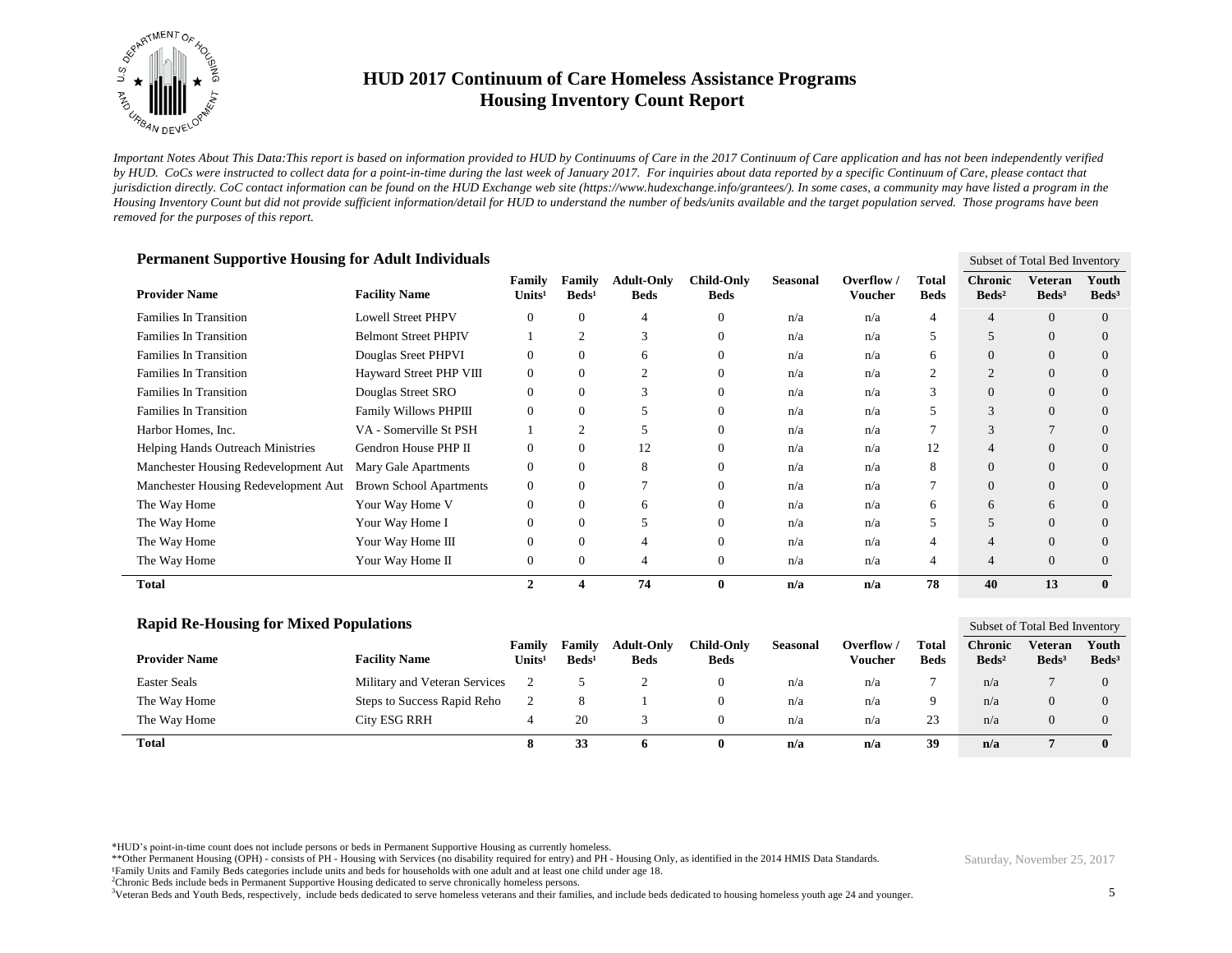# HUD 2017 Continuum of Care Homeless Assistance Programs
## Housing Inventory Count Report

*Important Notes About This Data:This report is based on information provided to HUD by Continuums of Care in the 2017 Continuum of Care application and has not been independently verified by HUD. CoCs were instructed to collect data for a point-in-time during the last week of January 2017. For inquiries about data reported by a specific Continuum of Care, please contact that jurisdiction directly. CoC contact information can be found on the HUD Exchange web site (https://www.hudexchange.info/grantees/). In some cases, a community may have listed a program in the Housing Inventory Count but did not provide sufficient information/detail for HUD to understand the number of beds/units available and the target population served. Those programs have been removed for the purposes of this report.*

### Permanent Supportive Housing for Adult Individuals

| Provider Name | Facility Name | Family Units[1] | Family Beds[1] | Adult-Only Beds | Child-Only Beds | Seasonal | Overflow / Voucher | Total Beds | Subset of Total Bed Inventory: Chronic Beds[2] | Veteran Beds[3] | Youth Beds[3] |
|---|---|---|---|---|---|---|---|---|---|---|---|
| Families In Transition | Lowell Street PHPV | 0 | 0 | 4 | 0 | n/a | n/a | 4 | 4 | 0 | 0 |
| Families In Transition | Belmont Street PHPIV | 1 | 2 | 3 | 0 | n/a | n/a | 5 | 5 | 0 | 0 |
| Families In Transition | Douglas Sreet PHPVI | 0 | 0 | 6 | 0 | n/a | n/a | 6 | 0 | 0 | 0 |
| Families In Transition | Hayward Street PHP VIII | 0 | 0 | 2 | 0 | n/a | n/a | 2 | 2 | 0 | 0 |
| Families In Transition | Douglas Street SRO | 0 | 0 | 3 | 0 | n/a | n/a | 3 | 0 | 0 | 0 |
| Families In Transition | Family Willows PHPIII | 0 | 0 | 5 | 0 | n/a | n/a | 5 | 3 | 0 | 0 |
| Harbor Homes, Inc. | VA - Somerville St PSH | 1 | 2 | 5 | 0 | n/a | n/a | 7 | 3 | 7 | 0 |
| Helping Hands Outreach Ministries | Gendron House PHP II | 0 | 0 | 12 | 0 | n/a | n/a | 12 | 4 | 0 | 0 |
| Manchester Housing Redevelopment Aut | Mary Gale Apartments | 0 | 0 | 8 | 0 | n/a | n/a | 8 | 0 | 0 | 0 |
| Manchester Housing Redevelopment Aut | Brown School Apartments | 0 | 0 | 7 | 0 | n/a | n/a | 7 | 0 | 0 | 0 |
| The Way Home | Your Way Home V | 0 | 0 | 6 | 0 | n/a | n/a | 6 | 6 | 6 | 0 |
| The Way Home | Your Way Home I | 0 | 0 | 5 | 0 | n/a | n/a | 5 | 5 | 0 | 0 |
| The Way Home | Your Way Home III | 0 | 0 | 4 | 0 | n/a | n/a | 4 | 4 | 0 | 0 |
| The Way Home | Your Way Home II | 0 | 0 | 4 | 0 | n/a | n/a | 4 | 4 | 0 | 0 |
| **Total** | | **2** | **4** | **74** | **0** | **n/a** | **n/a** | **78** | **40** | **13** | **0** |

### Rapid Re-Housing for Mixed Populations

| Provider Name | Facility Name | Family Units[1] | Family Beds[1] | Adult-Only Beds | Child-Only Beds | Seasonal | Overflow / Voucher | Total Beds | Subset of Total Bed Inventory: Chronic Beds[2] | Veteran Beds[3] | Youth Beds[3] |
|---|---|---|---|---|---|---|---|---|---|---|---|
| Easter Seals | Military and Veteran Services | 2 | 5 | 2 | 0 | n/a | n/a | 7 | n/a | 7 | 0 |
| The Way Home | Steps to Success Rapid Reho | 2 | 8 | 1 | 0 | n/a | n/a | 9 | n/a | 0 | 0 |
| The Way Home | City ESG RRH | 4 | 20 | 3 | 0 | n/a | n/a | 23 | n/a | 0 | 0 |
| **Total** | | **8** | **33** | **6** | **0** | **n/a** | **n/a** | **39** | **n/a** | **7** | **0** |

*HUD's point-in-time count does not include persons or beds in Permanent Supportive Housing as currently homeless.

**Other Permanent Housing (OPH) - consists of PH - Housing with Services (no disability required for entry) and PH - Housing Only, as identified in the 2014 HMIS Data Standards.

[1]Family Units and Family Beds categories include units and beds for households with one adult and at least one child under age 18.

[2]Chronic Beds include beds in Permanent Supportive Housing dedicated to serve chronically homeless persons.

[3]Veteran Beds and Youth Beds, respectively, include beds dedicated to serve homeless veterans and their families, and include beds dedicated to housing homeless youth age 24 and younger.

Saturday, November 25, 2017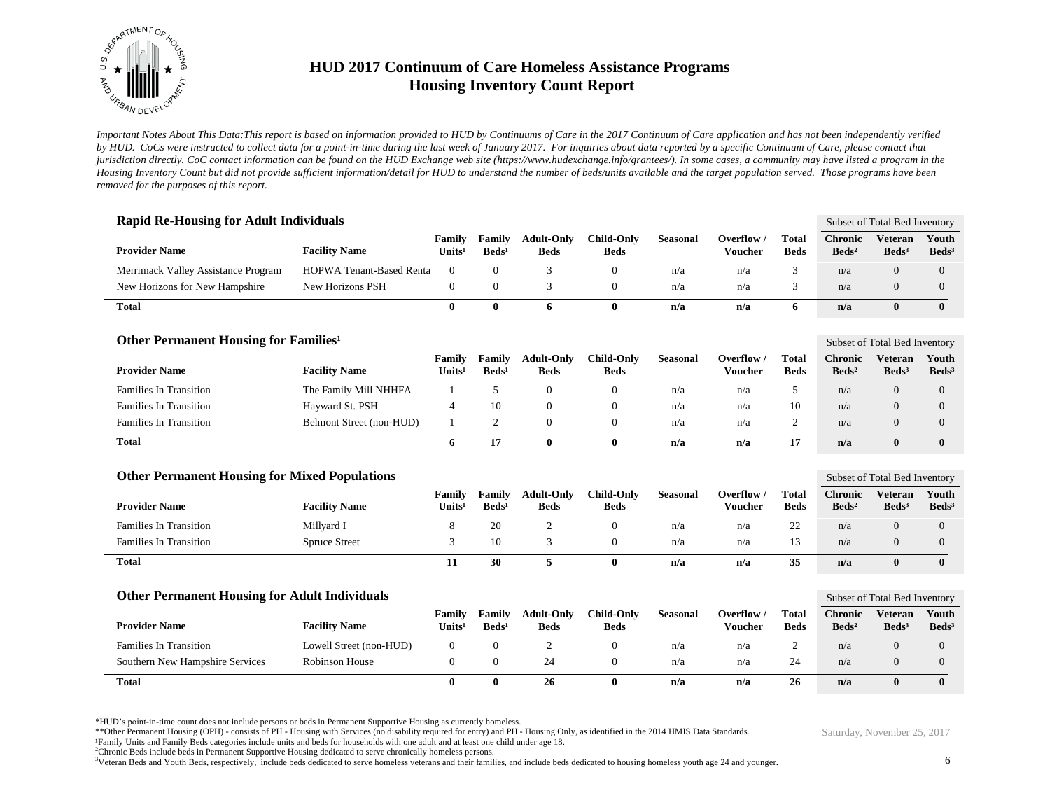# HUD 2017 Continuum of Care Homeless Assistance Programs
# Housing Inventory Count Report

*Important Notes About This Data:This report is based on information provided to HUD by Continuums of Care in the 2017 Continuum of Care application and has not been independently verified by HUD. CoCs were instructed to collect data for a point-in-time during the last week of January 2017. For inquiries about data reported by a specific Continuum of Care, please contact that jurisdiction directly. CoC contact information can be found on the HUD Exchange web site (https://www.hudexchange.info/grantees/). In some cases, a community may have listed a program in the Housing Inventory Count but did not provide sufficient information/detail for HUD to understand the number of beds/units available and the target population served. Those programs have been removed for the purposes of this report.*

### Rapid Re-Housing for Adult Individuals

| | | | | | | | | | Subset of Total Bed Inventory | | |
|---|---|---|---|---|---|---|---|---|---|---|---|
| Provider Name | Facility Name | Family Units[1] | Family Beds[1] | Adult-Only Beds | Child-Only Beds | Seasonal | Overflow / Voucher | Total Beds | Chronic Beds[2] | Veteran Beds[3] | Youth Beds[3] |
| Merrimack Valley Assistance Program | HOPWA Tenant-Based Renta | 0 | 0 | 3 | 0 | n/a | n/a | 3 | n/a | 0 | 0 |
| New Horizons for New Hampshire | New Horizons PSH | 0 | 0 | 3 | 0 | n/a | n/a | 3 | n/a | 0 | 0 |
| **Total** | | **0** | **0** | **6** | **0** | **n/a** | **n/a** | **6** | **n/a** | **0** | **0** |

### Other Permanent Housing for Families[1]

| | | | | | | | | | Subset of Total Bed Inventory | | |
|---|---|---|---|---|---|---|---|---|---|---|---|
| Provider Name | Facility Name | Family Units[1] | Family Beds[1] | Adult-Only Beds | Child-Only Beds | Seasonal | Overflow / Voucher | Total Beds | Chronic Beds[2] | Veteran Beds[3] | Youth Beds[3] |
| Families In Transition | The Family Mill NHHFA | 1 | 5 | 0 | 0 | n/a | n/a | 5 | n/a | 0 | 0 |
| Families In Transition | Hayward St. PSH | 4 | 10 | 0 | 0 | n/a | n/a | 10 | n/a | 0 | 0 |
| Families In Transition | Belmont Street (non-HUD) | 1 | 2 | 0 | 0 | n/a | n/a | 2 | n/a | 0 | 0 |
| **Total** | | **6** | **17** | **0** | **0** | **n/a** | **n/a** | **17** | **n/a** | **0** | **0** |

### Other Permanent Housing for Mixed Populations

| | | | | | | | | | Subset of Total Bed Inventory | | |
|---|---|---|---|---|---|---|---|---|---|---|---|
| Provider Name | Facility Name | Family Units[1] | Family Beds[1] | Adult-Only Beds | Child-Only Beds | Seasonal | Overflow / Voucher | Total Beds | Chronic Beds[2] | Veteran Beds[3] | Youth Beds[3] |
| Families In Transition | Millyard I | 8 | 20 | 2 | 0 | n/a | n/a | 22 | n/a | 0 | 0 |
| Families In Transition | Spruce Street | 3 | 10 | 3 | 0 | n/a | n/a | 13 | n/a | 0 | 0 |
| **Total** | | **11** | **30** | **5** | **0** | **n/a** | **n/a** | **35** | **n/a** | **0** | **0** |

### Other Permanent Housing for Adult Individuals

| | | | | | | | | | Subset of Total Bed Inventory | | |
|---|---|---|---|---|---|---|---|---|---|---|---|
| Provider Name | Facility Name | Family Units[1] | Family Beds[1] | Adult-Only Beds | Child-Only Beds | Seasonal | Overflow / Voucher | Total Beds | Chronic Beds[2] | Veteran Beds[3] | Youth Beds[3] |
| Families In Transition | Lowell Street (non-HUD) | 0 | 0 | 2 | 0 | n/a | n/a | 2 | n/a | 0 | 0 |
| Southern New Hampshire Services | Robinson House | 0 | 0 | 24 | 0 | n/a | n/a | 24 | n/a | 0 | 0 |
| **Total** | | **0** | **0** | **26** | **0** | **n/a** | **n/a** | **26** | **n/a** | **0** | **0** |

*HUD's point-in-time count does not include persons or beds in Permanent Supportive Housing as currently homeless.

**Other Permanent Housing (OPH) - consists of PH - Housing with Services (no disability required for entry) and PH - Housing Only, as identified in the 2014 HMIS Data Standards.

[1]Family Units and Family Beds categories include units and beds for households with one adult and at least one child under age 18.

[2]Chronic Beds include beds in Permanent Supportive Housing dedicated to serve chronically homeless persons.

[3]Veteran Beds and Youth Beds, respectively, include beds dedicated to serve homeless veterans and their families, and include beds dedicated to housing homeless youth age 24 and younger.

Saturday, November 25, 2017